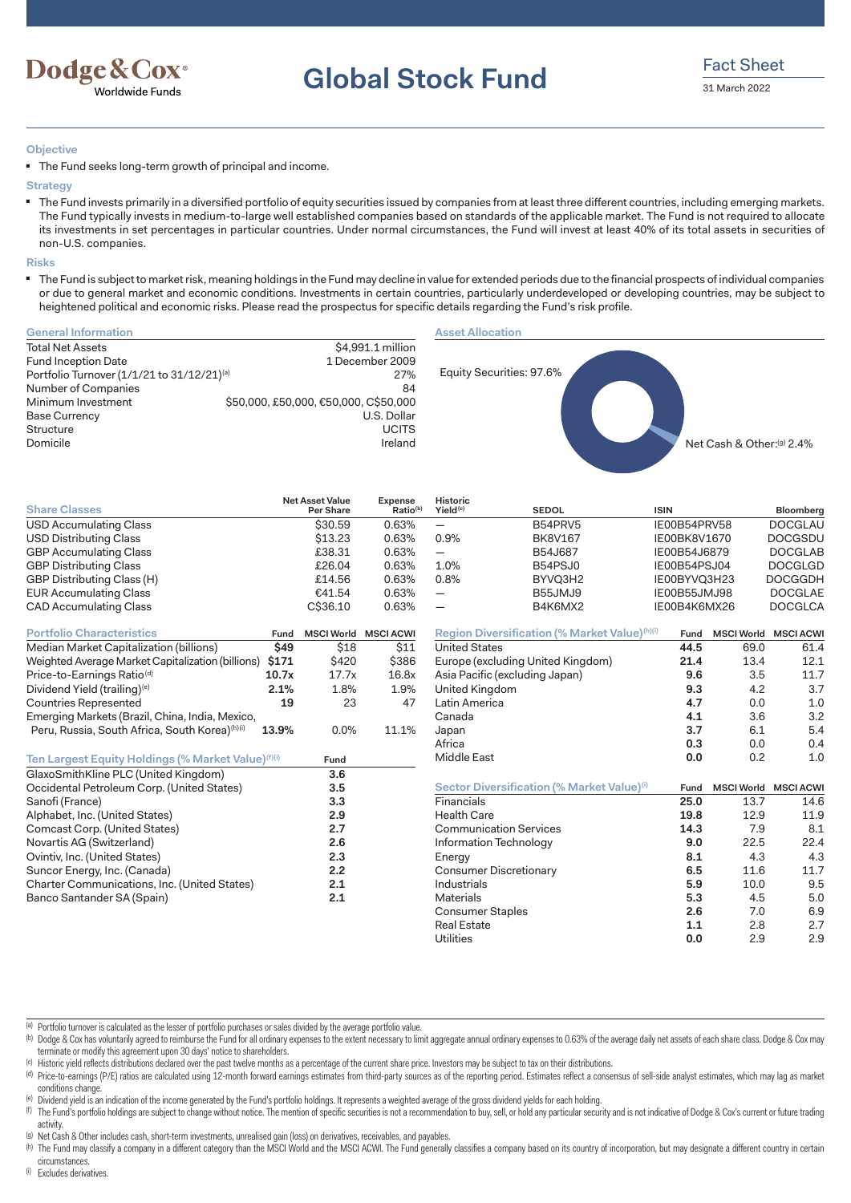Dodge & Cox
Worldwide Funds

# Global Stock Fund

Fact Sheet
31 March 2022

### Objective

- The Fund seeks long-term growth of principal and income.

### Strategy

- The Fund invests primarily in a diversified portfolio of equity securities issued by companies from at least three different countries, including emerging markets. The Fund typically invests in medium-to-large well established companies based on standards of the applicable market. The Fund is not required to allocate its investments in set percentages in particular countries. Under normal circumstances, the Fund will invest at least 40% of its total assets in securities of non-U.S. companies.

### Risks

- The Fund is subject to market risk, meaning holdings in the Fund may decline in value for extended periods due to the financial prospects of individual companies or due to general market and economic conditions. Investments in certain countries, particularly underdeveloped or developing countries, may be subject to heightened political and economic risks. Please read the prospectus for specific details regarding the Fund's risk profile.

### General Information

| | |
|---|---|
| Total Net Assets | $4,991.1 million |
| Fund Inception Date | 1 December 2009 |
| Portfolio Turnover (1/1/21 to 31/12/21)[a] | 27% |
| Number of Companies | 84 |
| Minimum Investment | $50,000, £50,000, €50,000, C$50,000 |
| Base Currency | U.S. Dollar |
| Structure | UCITS |
| Domicile | Ireland |

### Asset Allocation

Equity Securities: 97.6%

Net Cash & Other:[g] 2.4%

### Share Classes

| Share Classes | Net Asset Value Per Share | Expense Ratio[b] | Historic Yield[c] | SEDOL | ISIN | Bloomberg |
|---|---|---|---|---|---|---|
| USD Accumulating Class | $30.59 | 0.63% | — | B54PRV5 | IE00B54PRV58 | DOCGLAU |
| USD Distributing Class | $13.23 | 0.63% | 0.9% | BK8V167 | IE00BK8V1670 | DOCGSDU |
| GBP Accumulating Class | £38.31 | 0.63% | — | B54J687 | IE00B54J6879 | DOCGLAB |
| GBP Distributing Class | £26.04 | 0.63% | 1.0% | B54PSJ0 | IE00B54PSJ04 | DOCGLGD |
| GBP Distributing Class (H) | £14.56 | 0.63% | 0.8% | BYVQ3H2 | IE00BYVQ3H23 | DOCGGDH |
| EUR Accumulating Class | €41.54 | 0.63% | — | B55JMJ9 | IE00B55JMJ98 | DOCGLAE |
| CAD Accumulating Class | C$36.10 | 0.63% | — | B4K6MX2 | IE00B4K6MX26 | DOCGLCA |

### Portfolio Characteristics

| Portfolio Characteristics | Fund | MSCI World | MSCI ACWI |
|---|---|---|---|
| Median Market Capitalization (billions) | **$49** | $18 | $11 |
| Weighted Average Market Capitalization (billions) | **$171** | $420 | $386 |
| Price-to-Earnings Ratio[d] | **10.7x** | 17.7x | 16.8x |
| Dividend Yield (trailing)[e] | **2.1%** | 1.8% | 1.9% |
| Countries Represented | **19** | 23 | 47 |
| Emerging Markets (Brazil, China, India, Mexico, Peru, Russia, South Africa, South Korea)[h][i] | **13.9%** | 0.0% | 11.1% |

### Ten Largest Equity Holdings (% Market Value)[f][i]

| Holding | Fund |
|---|---|
| GlaxoSmithKline PLC (United Kingdom) | **3.6** |
| Occidental Petroleum Corp. (United States) | **3.5** |
| Sanofi (France) | **3.3** |
| Alphabet, Inc. (United States) | **2.9** |
| Comcast Corp. (United States) | **2.7** |
| Novartis AG (Switzerland) | **2.6** |
| Ovintiv, Inc. (United States) | **2.3** |
| Suncor Energy, Inc. (Canada) | **2.2** |
| Charter Communications, Inc. (United States) | **2.1** |
| Banco Santander SA (Spain) | **2.1** |

### Region Diversification (% Market Value)[h][i]

| Region | Fund | MSCI World | MSCI ACWI |
|---|---|---|---|
| United States | **44.5** | 69.0 | 61.4 |
| Europe (excluding United Kingdom) | **21.4** | 13.4 | 12.1 |
| Asia Pacific (excluding Japan) | **9.6** | 3.5 | 11.7 |
| United Kingdom | **9.3** | 4.2 | 3.7 |
| Latin America | **4.7** | 0.0 | 1.0 |
| Canada | **4.1** | 3.6 | 3.2 |
| Japan | **3.7** | 6.1 | 5.4 |
| Africa | **0.3** | 0.0 | 0.4 |
| Middle East | **0.0** | 0.2 | 1.0 |

### Sector Diversification (% Market Value)[i]

| Sector | Fund | MSCI World | MSCI ACWI |
|---|---|---|---|
| Financials | **25.0** | 13.7 | 14.6 |
| Health Care | **19.8** | 12.9 | 11.9 |
| Communication Services | **14.3** | 7.9 | 8.1 |
| Information Technology | **9.0** | 22.5 | 22.4 |
| Energy | **8.1** | 4.3 | 4.3 |
| Consumer Discretionary | **6.5** | 11.6 | 11.7 |
| Industrials | **5.9** | 10.0 | 9.5 |
| Materials | **5.3** | 4.5 | 5.0 |
| Consumer Staples | **2.6** | 7.0 | 6.9 |
| Real Estate | **1.1** | 2.8 | 2.7 |
| Utilities | **0.0** | 2.9 | 2.9 |

[a] Portfolio turnover is calculated as the lesser of portfolio purchases or sales divided by the average portfolio value.
[b] Dodge & Cox has voluntarily agreed to reimburse the Fund for all ordinary expenses to the extent necessary to limit aggregate annual ordinary expenses to 0.63% of the average daily net assets of each share class. Dodge & Cox may terminate or modify this agreement upon 30 days' notice to shareholders.
[c] Historic yield reflects distributions declared over the past twelve months as a percentage of the current share price. Investors may be subject to tax on their distributions.
[d] Price-to-earnings (P/E) ratios are calculated using 12-month forward earnings estimates from third-party sources as of the reporting period. Estimates reflect a consensus of sell-side analyst estimates, which may lag as market conditions change.
[e] Dividend yield is an indication of the income generated by the Fund's portfolio holdings. It represents a weighted average of the gross dividend yields for each holding.
[f] The Fund's portfolio holdings are subject to change without notice. The mention of specific securities is not a recommendation to buy, sell, or hold any particular security and is not indicative of Dodge & Cox's current or future trading activity.
[g] Net Cash & Other includes cash, short-term investments, unrealised gain (loss) on derivatives, receivables, and payables.
[h] The Fund may classify a company in a different category than the MSCI World and the MSCI ACWI. The Fund generally classifies a company based on its country of incorporation, but may designate a different country in certain circumstances.
[i] Excludes derivatives.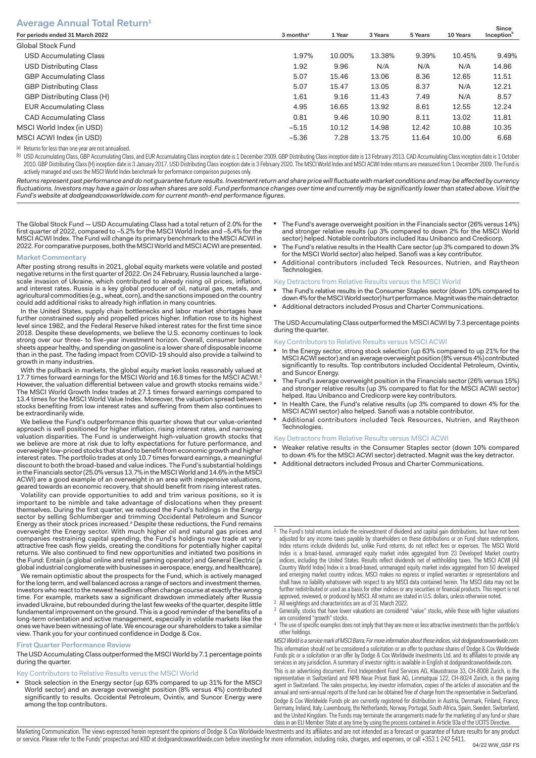## Average Annual Total Return[1]

| For periods ended 31 March 2022 | 3 months[a] | 1 Year | 3 Years | 5 Years | 10 Years | Since Inception[b] |
|---|---|---|---|---|---|---|
| Global Stock Fund | | | | | | |
| USD Accumulating Class | 1.97% | 10.00% | 13.38% | 9.39% | 10.45% | 9.49% |
| USD Distributing Class | 1.92 | 9.96 | N/A | N/A | N/A | 14.86 |
| GBP Accumulating Class | 5.07 | 15.46 | 13.06 | 8.36 | 12.65 | 11.51 |
| GBP Distributing Class | 5.07 | 15.47 | 13.05 | 8.37 | N/A | 12.21 |
| GBP Distributing Class (H) | 1.61 | 9.16 | 11.43 | 7.49 | N/A | 8.57 |
| EUR Accumulating Class | 4.95 | 16.65 | 13.92 | 8.61 | 12.55 | 12.24 |
| CAD Accumulating Class | 0.81 | 9.46 | 10.90 | 8.11 | 13.02 | 11.81 |
| MSCI World Index (in USD) | −5.15 | 10.12 | 14.98 | 12.42 | 10.88 | 10.35 |
| MSCI ACWI Index (in USD) | −5.36 | 7.28 | 13.75 | 11.64 | 10.00 | 6.68 |

(a) Returns for less than one year are not annualised.

(b) USD Accumulating Class, GBP Accumulating Class, and EUR Accumulating Class inception date is 1 December 2009. GBP Distributing Class inception date is 13 February 2013. CAD Accumulating Class inception date is 1 October 2010. GBP Distributing Class (H) inception date is 3 January 2017. USD Distributing Class inception date is 3 February 2020. The MSCI World Index and MSCI ACWI Index returns are measured from 1 December 2009. The Fund is actively managed and uses the MSCI World Index benchmark for performance comparison purposes only.

*Returns represent past performance and do not guarantee future results. Investment return and share price will fluctuate with market conditions and may be affected by currency fluctuations. Investors may have a gain or loss when shares are sold. Fund performance changes over time and currently may be significantly lower than stated above. Visit the Fund's website at dodgeandcoxworldwide.com for current month-end performance figures.*

The Global Stock Fund — USD Accumulating Class had a total return of 2.0% for the first quarter of 2022, compared to −5.2% for the MSCI World Index and −5.4% for the MSCI ACWI Index. The Fund will change its primary benchmark to the MSCI ACWI in 2022. For comparative purposes, both the MSCI World and MSCI ACWI are presented.

### Market Commentary

After posting strong results in 2021, global equity markets were volatile and posted negative returns in the first quarter of 2022. On 24 February, Russia launched a large-scale invasion of Ukraine, which contributed to already rising oil prices, inflation, and interest rates. Russia is a key global producer of oil, natural gas, metals, and agricultural commodities (e.g., wheat, corn), and the sanctions imposed on the country could add additional risks to already high inflation in many countries.

In the United States, supply chain bottlenecks and labor market shortages have further constrained supply and propelled prices higher. Inflation rose to its highest level since 1982, and the Federal Reserve hiked interest rates for the first time since 2018. Despite these developments, we believe the U.S. economy continues to look strong over our three- to five-year investment horizon. Overall, consumer balance sheets appear healthy, and spending on gasoline is a lower share of disposable income than in the past. The fading impact from COVID-19 should also provide a tailwind to growth in many industries.

With the pullback in markets, the global equity market looks reasonably valued at 17.7 times forward earnings for the MSCI World and 16.8 times for the MSCI ACWI.[2] However, the valuation differential between value and growth stocks remains wide.[3] The MSCI World Growth Index trades at 27.1 times forward earnings compared to 13.4 times for the MSCI World Value Index. Moreover, the valuation spread between stocks benefiting from low interest rates and suffering from them also continues to be extraordinarily wide.

We believe the Fund's outperformance this quarter shows that our value-oriented approach is well positioned for higher inflation, rising interest rates, and narrowing valuation disparities. The Fund is underweight high-valuation growth stocks that we believe are more at risk due to lofty expectations for future performance, and overweight low-priced stocks that stand to benefit from economic growth and higher interest rates. The portfolio trades at only 10.7 times forward earnings, a meaningful discount to both the broad-based and value indices. The Fund's substantial holdings in the Financials sector (25.0% versus 13.7% in the MSCI World and 14.6% in the MSCI ACWI) are a good example of an overweight in an area with inexpensive valuations, geared towards an economic recovery, that should benefit from rising interest rates.

Volatility can provide opportunities to add and trim various positions, so it is important to be nimble and take advantage of dislocations when they present themselves. During the first quarter, we reduced the Fund's holdings in the Energy sector by selling Schlumberger and trimming Occidental Petroleum and Suncor Energy as their stock prices increased.[4] Despite these reductions, the Fund remains overweight the Energy sector. With much higher oil and natural gas prices and companies restraining capital spending, the Fund's holdings now trade at very attractive free cash flow yields, creating the conditions for potentially higher capital returns. We also continued to find new opportunities and initiated two positions in the Fund: Entain (a global online and retail gaming operator) and General Electric (a global industrial conglomerate with businesses in aerospace, energy, and healthcare).

We remain optimistic about the prospects for the Fund, which is actively managed for the long term, and well balanced across a range of sectors and investment themes. Investors who react to the newest headlines often change course at exactly the wrong time. For example, markets saw a significant drawdown immediately after Russia invaded Ukraine, but rebounded during the last few weeks of the quarter, despite little fundamental improvement on the ground. This is a good reminder of the benefits of a long-term orientation and active management, especially in volatile markets like the ones we have been witnessing of late. We encourage our shareholders to take a similar view. Thank you for your continued confidence in Dodge & Cox.

### First Quarter Performance Review

The USD Accumulating Class outperformed the MSCI World by 7.1 percentage points during the quarter.

#### Key Contributors to Relative Results verus the MSCI World

- Stock selection in the Energy sector (up 63% compared to up 31% for the MSCI World sector) and an average overweight position (8% versus 4%) contributed significantly to results. Occidental Petroleum, Ovintiv, and Suncor Energy were among the top contributors.
- The Fund's average overweight position in the Financials sector (26% versus 14%) and stronger relative results (up 3% compared to down 2% for the MSCI World sector) helped. Notable contributors included Itau Unibanco and Credicorp.
- The Fund's relative results in the Health Care sector (up 3% compared to down 3% for the MSCI World sector) also helped. Sanofi was a key contributor.
- Additional contributors included Teck Resources, Nutrien, and Raytheon Technologies.

#### Key Detractors from Relative Results versus the MSCI World

- The Fund's relative results in the Consumer Staples sector (down 10% compared to down 4% for the MSCI World sector) hurt performance. Magnit was the main detractor.
- Additional detractors included Prosus and Charter Communications.

The USD Accumulating Class outperformed the MSCI ACWI by 7.3 percentage points during the quarter.

#### Key Contributors to Relative Results versus MSCI ACWI

- In the Energy sector, strong stock selection (up 63% compared to up 21% for the MSCI ACWI sector) and an average overweight position (8% versus 4%) contributed significantly to results. Top contributors included Occidental Petroleum, Ovintiv, and Suncor Energy.
- The Fund's average overweight position in the Financials sector (26% versus 15%) and stronger relative results (up 3% compared to flat for the MSCI ACWI sector) helped. Itau Unibanco and Credicorp were key contributors.
- In Health Care, the Fund's relative results (up 3% compared to down 4% for the MSCI ACWI sector) also helped. Sanofi was a notable contributor.
- Additional contributors included Teck Resources, Nutrien, and Raytheon Technologies.

#### Key Detractors from Relative Results versus MSCI ACWI

- Weaker relative results in the Consumer Staples sector (down 10% compared to down 4% for the MSCI ACWI sector) detracted. Magnit was the key detractor.
- Additional detractors included Prosus and Charter Communications.

[1] The Fund's total returns include the reinvestment of dividend and capital gain distributions, but have not been adjusted for any income taxes payable by shareholders on these distributions or on Fund share redemptions. Index returns include dividends but, unlike Fund returns, do not reflect fees or expenses. The MSCI World Index is a broad-based, unmanaged equity market index aggregated from 23 Developed Market country indices, including the United States. Results reflect dividends net of withholding taxes. The MSCI ACWI (All Country World Index) Index is a broad-based, unmanaged equity market index aggregated from 50 developed and emerging market country indices. MSCI makes no express or implied warranties or representations and shall have no liability whatsoever with respect to any MSCI data contained herein. The MSCI data may not be further redistributed or used as a basis for other indices or any securities or financial products. This report is not approved, reviewed, or produced by MSCI. All returns are stated in U.S. dollars, unless otherwise noted.

[2] All weightings and characteristics are as of 31 March 2022.

[3] Generally, stocks that have lower valuations are considered "value" stocks, while those with higher valuations are considered "growth" stocks.

[4] The use of specific examples does not imply that they are more or less attractive investments than the portfolio's other holdings.

*MSCI World is a service mark of MSCI Barra. For more information about these indices, visit dodgeandcoxworlwide.com.*

This information should not be considered a solicitation or an offer to purchase shares of Dodge & Cox Worldwide Funds plc or a solicitation or an offer by Dodge & Cox Worldwide Investments Ltd. and its affiliates to provide any services in any jurisdiction. A summary of investor rights is available in English at dodgeandcoxworldwide.com.

This is an advertising document. First Independent Fund Services AG, Klausstrasse 33, CH-8008 Zurich, is the representative in Switzerland and NPB Neue Privat Bank AG, Limmatquai 122, CH-8024 Zurich, is the paying agent in Switzerland. The sales prospectus, key investor information, copies of the articles of association and the annual and semi-annual reports of the fund can be obtained free of charge from the representative in Switzerland.

Dodge & Cox Worldwide Funds plc are currently registered for distribution in Austria, Denmark, Finland, France, Germany, Ireland, Italy, Luxembourg, the Netherlands, Norway, Portugal, South Africa, Spain, Sweden, Switzerland, and the United Kingdom. The Funds may terminate the arrangements made for the marketing of any fund or share class in an EU Member State at any time by using the process contained in Article 93a of the UCITS Directive.

Marketing Communication. The views expressed herein represent the opinions of Dodge & Cox Worldwide Investments and its affiliates and are not intended as a forecast or guarantee of future results for any product or service. Please refer to the Funds' prospectus and KIID at dodgeandcoxworldwide.com before investing for more information, including risks, charges, and expenses, or call +353 1 242 5411.

04/22 WW_GSF FS